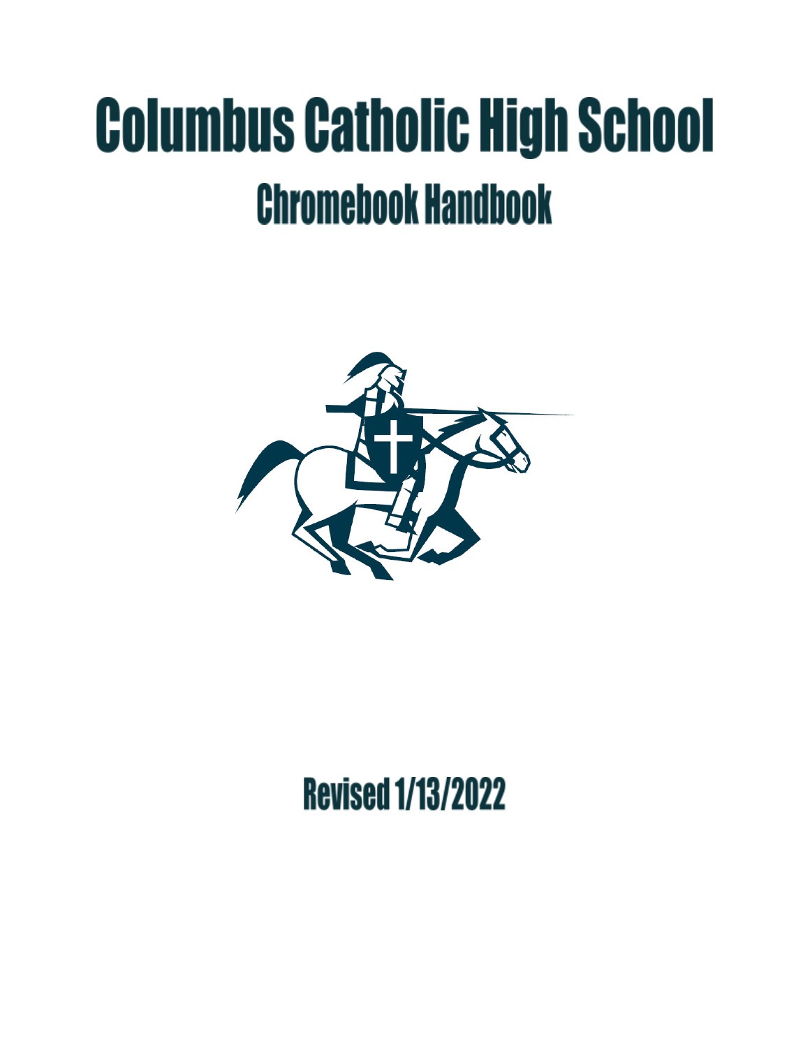# Columbus Catholic High School

## Chromebook Handbook

Revised 1/13/2022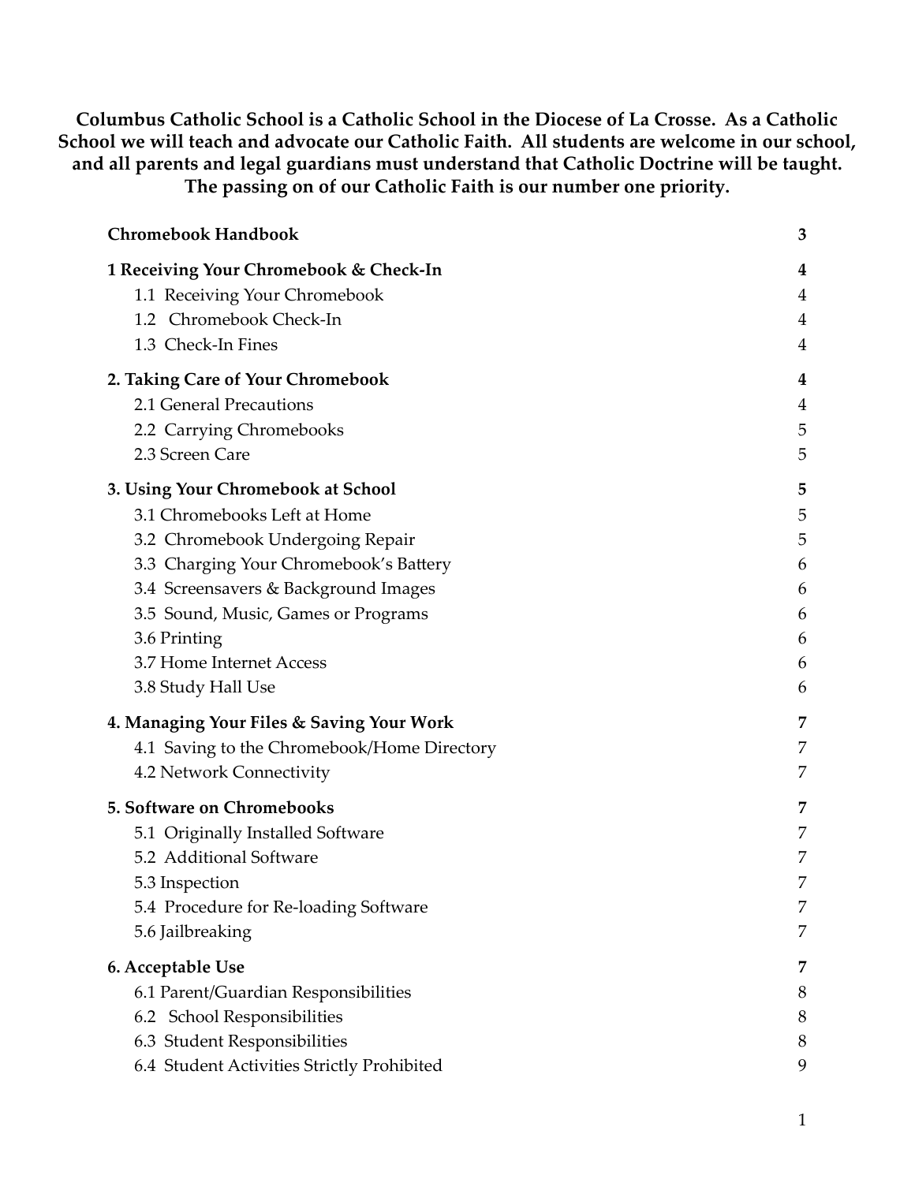**Columbus Catholic School is a Catholic School in the Diocese of La Crosse. As a Catholic School we will teach and advocate our Catholic Faith. All students are welcome in our school, and all parents and legal guardians must understand that Catholic Doctrine will be taught. The passing on of our Catholic Faith is our number one priority.**

| | |
|---|---|
| **Chromebook Handbook** | **3** |
| **1 Receiving Your Chromebook & Check-In** | **4** |
| 1.1 Receiving Your Chromebook | 4 |
| 1.2 Chromebook Check-In | 4 |
| 1.3 Check-In Fines | 4 |
| **2. Taking Care of Your Chromebook** | **4** |
| 2.1 General Precautions | 4 |
| 2.2 Carrying Chromebooks | 5 |
| 2.3 Screen Care | 5 |
| **3. Using Your Chromebook at School** | **5** |
| 3.1 Chromebooks Left at Home | 5 |
| 3.2 Chromebook Undergoing Repair | 5 |
| 3.3 Charging Your Chromebook's Battery | 6 |
| 3.4 Screensavers & Background Images | 6 |
| 3.5 Sound, Music, Games or Programs | 6 |
| 3.6 Printing | 6 |
| 3.7 Home Internet Access | 6 |
| 3.8 Study Hall Use | 6 |
| **4. Managing Your Files & Saving Your Work** | **7** |
| 4.1 Saving to the Chromebook/Home Directory | 7 |
| 4.2 Network Connectivity | 7 |
| **5. Software on Chromebooks** | **7** |
| 5.1 Originally Installed Software | 7 |
| 5.2 Additional Software | 7 |
| 5.3 Inspection | 7 |
| 5.4 Procedure for Re-loading Software | 7 |
| 5.6 Jailbreaking | 7 |
| **6. Acceptable Use** | **7** |
| 6.1 Parent/Guardian Responsibilities | 8 |
| 6.2 School Responsibilities | 8 |
| 6.3 Student Responsibilities | 8 |
| 6.4 Student Activities Strictly Prohibited | 9 |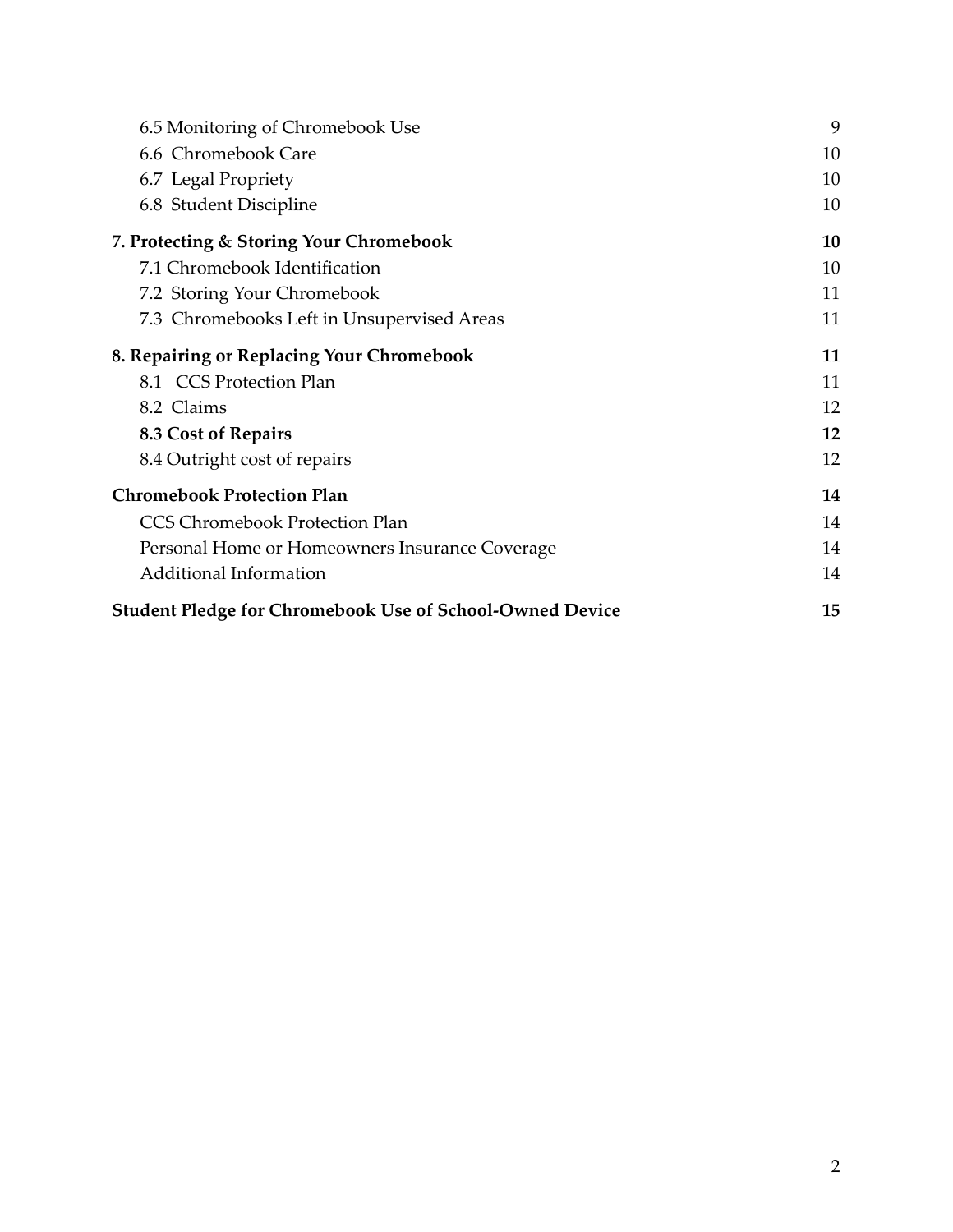6.5 Monitoring of Chromebook Use 9
6.6 Chromebook Care 10
6.7 Legal Propriety 10
6.8 Student Discipline 10

**7. Protecting & Storing Your Chromebook 10**

7.1 Chromebook Identification 10
7.2 Storing Your Chromebook 11
7.3 Chromebooks Left in Unsupervised Areas 11

**8. Repairing or Replacing Your Chromebook 11**

8.1 CCS Protection Plan 11
8.2 Claims 12
**8.3 Cost of Repairs 12**
8.4 Outright cost of repairs 12

**Chromebook Protection Plan 14**

CCS Chromebook Protection Plan 14
Personal Home or Homeowners Insurance Coverage 14
Additional Information 14

**Student Pledge for Chromebook Use of School-Owned Device 15**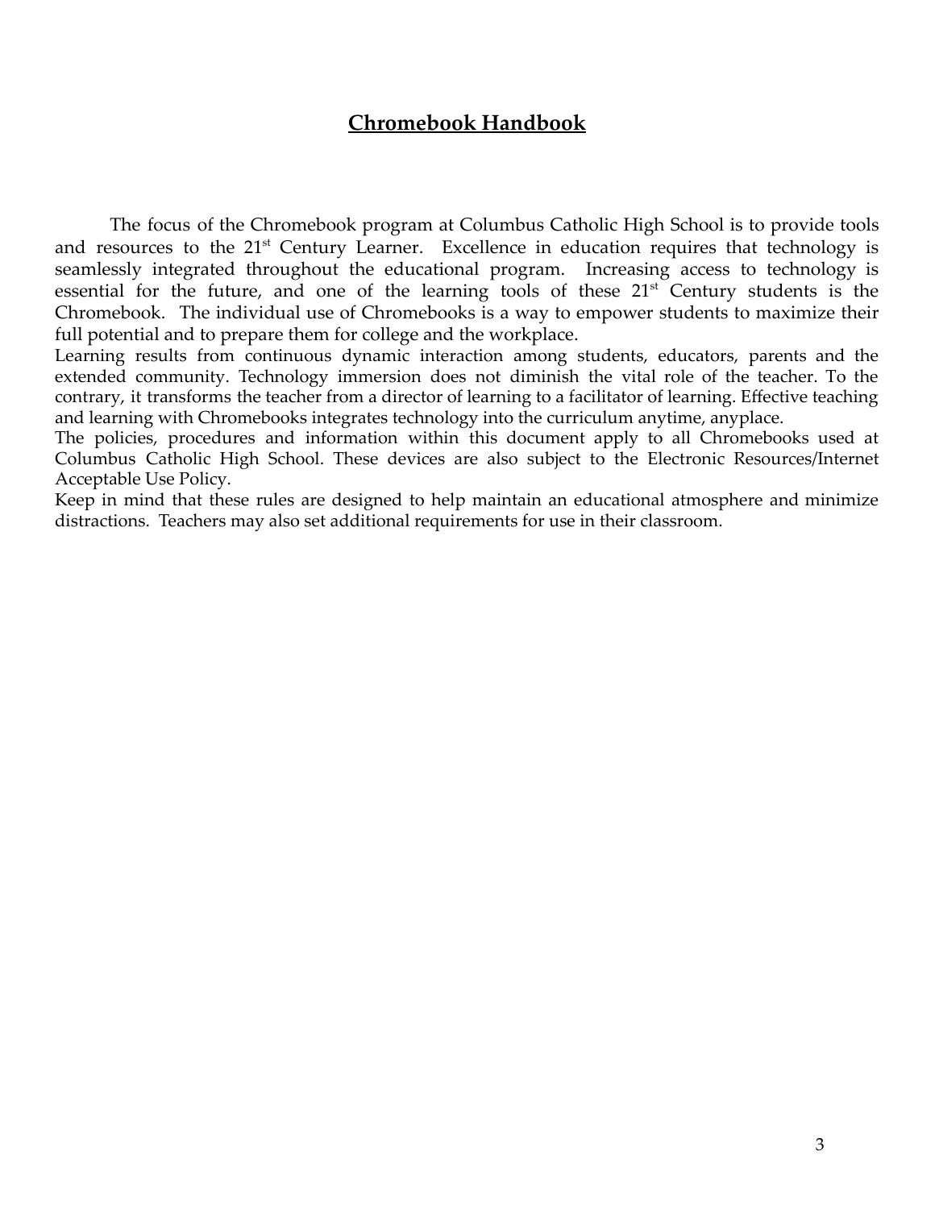# Chromebook Handbook

The focus of the Chromebook program at Columbus Catholic High School is to provide tools and resources to the 21st Century Learner. Excellence in education requires that technology is seamlessly integrated throughout the educational program. Increasing access to technology is essential for the future, and one of the learning tools of these 21st Century students is the Chromebook. The individual use of Chromebooks is a way to empower students to maximize their full potential and to prepare them for college and the workplace.

Learning results from continuous dynamic interaction among students, educators, parents and the extended community. Technology immersion does not diminish the vital role of the teacher. To the contrary, it transforms the teacher from a director of learning to a facilitator of learning. Effective teaching and learning with Chromebooks integrates technology into the curriculum anytime, anyplace.

The policies, procedures and information within this document apply to all Chromebooks used at Columbus Catholic High School. These devices are also subject to the Electronic Resources/Internet Acceptable Use Policy.

Keep in mind that these rules are designed to help maintain an educational atmosphere and minimize distractions. Teachers may also set additional requirements for use in their classroom.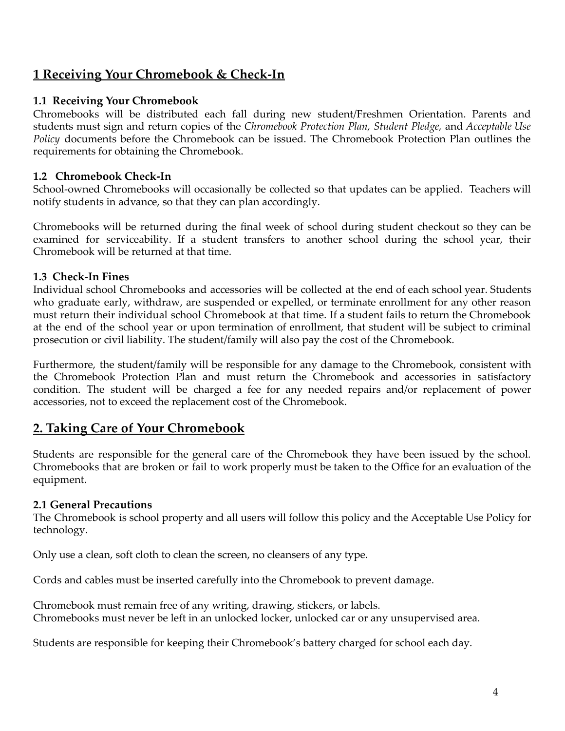## 1 Receiving Your Chromebook & Check-In

### 1.1 Receiving Your Chromebook

Chromebooks will be distributed each fall during new student/Freshmen Orientation. Parents and students must sign and return copies of the *Chromebook Protection Plan, Student Pledge,* and *Acceptable Use Policy* documents before the Chromebook can be issued. The Chromebook Protection Plan outlines the requirements for obtaining the Chromebook.

### 1.2 Chromebook Check-In

School-owned Chromebooks will occasionally be collected so that updates can be applied. Teachers will notify students in advance, so that they can plan accordingly.

Chromebooks will be returned during the final week of school during student checkout so they can be examined for serviceability. If a student transfers to another school during the school year, their Chromebook will be returned at that time.

### 1.3 Check-In Fines

Individual school Chromebooks and accessories will be collected at the end of each school year. Students who graduate early, withdraw, are suspended or expelled, or terminate enrollment for any other reason must return their individual school Chromebook at that time. If a student fails to return the Chromebook at the end of the school year or upon termination of enrollment, that student will be subject to criminal prosecution or civil liability. The student/family will also pay the cost of the Chromebook.

Furthermore, the student/family will be responsible for any damage to the Chromebook, consistent with the Chromebook Protection Plan and must return the Chromebook and accessories in satisfactory condition. The student will be charged a fee for any needed repairs and/or replacement of power accessories, not to exceed the replacement cost of the Chromebook.

## 2. Taking Care of Your Chromebook

Students are responsible for the general care of the Chromebook they have been issued by the school. Chromebooks that are broken or fail to work properly must be taken to the Office for an evaluation of the equipment.

### 2.1 General Precautions

The Chromebook is school property and all users will follow this policy and the Acceptable Use Policy for technology.

Only use a clean, soft cloth to clean the screen, no cleansers of any type.

Cords and cables must be inserted carefully into the Chromebook to prevent damage.

Chromebook must remain free of any writing, drawing, stickers, or labels.
Chromebooks must never be left in an unlocked locker, unlocked car or any unsupervised area.

Students are responsible for keeping their Chromebook's battery charged for school each day.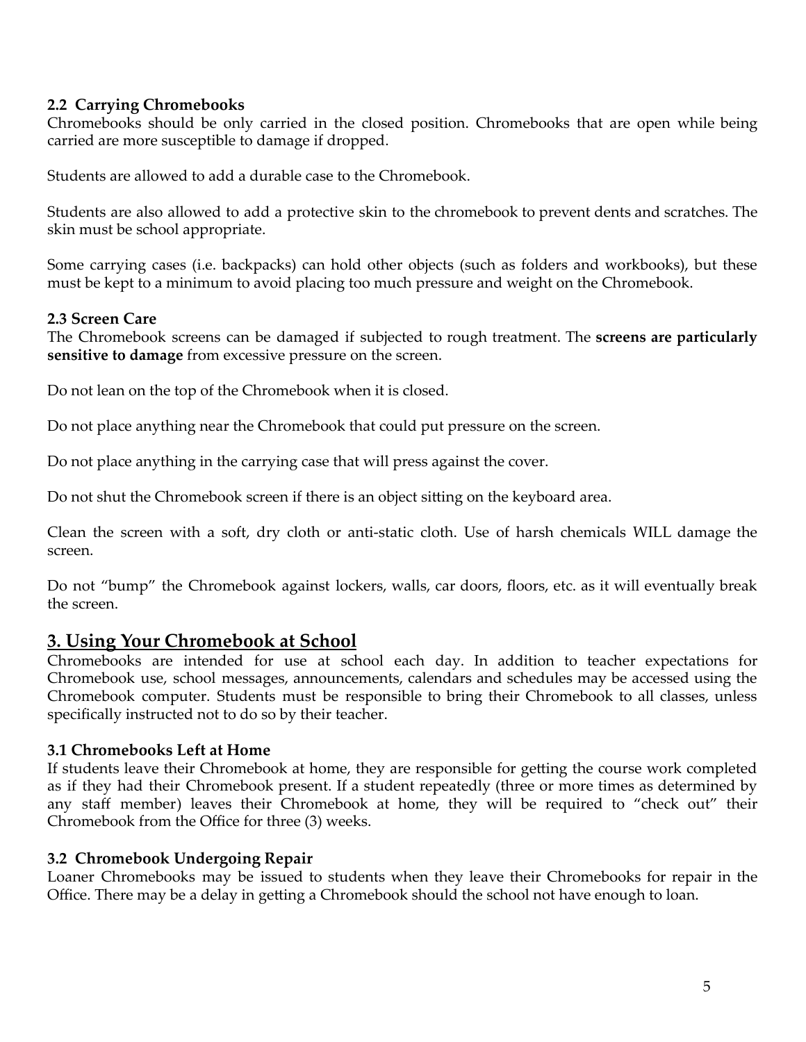### 2.2 Carrying Chromebooks

Chromebooks should be only carried in the closed position. Chromebooks that are open while being carried are more susceptible to damage if dropped.

Students are allowed to add a durable case to the Chromebook.

Students are also allowed to add a protective skin to the chromebook to prevent dents and scratches. The skin must be school appropriate.

Some carrying cases (i.e. backpacks) can hold other objects (such as folders and workbooks), but these must be kept to a minimum to avoid placing too much pressure and weight on the Chromebook.

### 2.3 Screen Care

The Chromebook screens can be damaged if subjected to rough treatment. The **screens are particularly sensitive to damage** from excessive pressure on the screen.

Do not lean on the top of the Chromebook when it is closed.

Do not place anything near the Chromebook that could put pressure on the screen.

Do not place anything in the carrying case that will press against the cover.

Do not shut the Chromebook screen if there is an object sitting on the keyboard area.

Clean the screen with a soft, dry cloth or anti-static cloth. Use of harsh chemicals WILL damage the screen.

Do not "bump" the Chromebook against lockers, walls, car doors, floors, etc. as it will eventually break the screen.

## 3. Using Your Chromebook at School

Chromebooks are intended for use at school each day. In addition to teacher expectations for Chromebook use, school messages, announcements, calendars and schedules may be accessed using the Chromebook computer. Students must be responsible to bring their Chromebook to all classes, unless specifically instructed not to do so by their teacher.

### 3.1 Chromebooks Left at Home

If students leave their Chromebook at home, they are responsible for getting the course work completed as if they had their Chromebook present. If a student repeatedly (three or more times as determined by any staff member) leaves their Chromebook at home, they will be required to "check out" their Chromebook from the Office for three (3) weeks.

### 3.2 Chromebook Undergoing Repair

Loaner Chromebooks may be issued to students when they leave their Chromebooks for repair in the Office. There may be a delay in getting a Chromebook should the school not have enough to loan.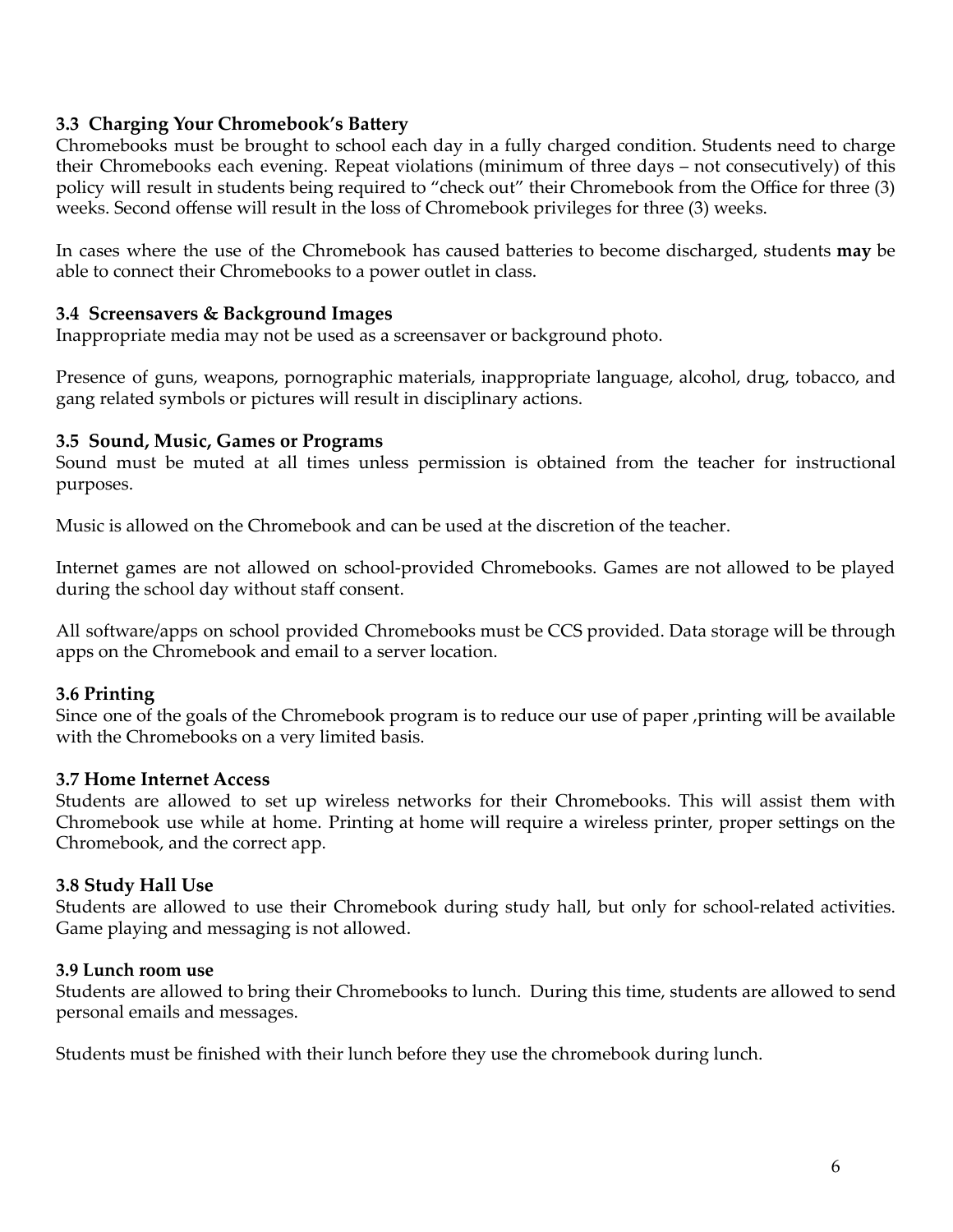### 3.3 Charging Your Chromebook's Battery

Chromebooks must be brought to school each day in a fully charged condition. Students need to charge their Chromebooks each evening. Repeat violations (minimum of three days – not consecutively) of this policy will result in students being required to "check out" their Chromebook from the Office for three (3) weeks. Second offense will result in the loss of Chromebook privileges for three (3) weeks.

In cases where the use of the Chromebook has caused batteries to become discharged, students **may** be able to connect their Chromebooks to a power outlet in class.

### 3.4 Screensavers & Background Images

Inappropriate media may not be used as a screensaver or background photo.

Presence of guns, weapons, pornographic materials, inappropriate language, alcohol, drug, tobacco, and gang related symbols or pictures will result in disciplinary actions.

### 3.5 Sound, Music, Games or Programs

Sound must be muted at all times unless permission is obtained from the teacher for instructional purposes.

Music is allowed on the Chromebook and can be used at the discretion of the teacher.

Internet games are not allowed on school-provided Chromebooks. Games are not allowed to be played during the school day without staff consent.

All software/apps on school provided Chromebooks must be CCS provided. Data storage will be through apps on the Chromebook and email to a server location.

### 3.6 Printing

Since one of the goals of the Chromebook program is to reduce our use of paper ,printing will be available with the Chromebooks on a very limited basis.

### 3.7 Home Internet Access

Students are allowed to set up wireless networks for their Chromebooks. This will assist them with Chromebook use while at home. Printing at home will require a wireless printer, proper settings on the Chromebook, and the correct app.

### 3.8 Study Hall Use

Students are allowed to use their Chromebook during study hall, but only for school-related activities. Game playing and messaging is not allowed.

### 3.9 Lunch room use

Students are allowed to bring their Chromebooks to lunch. During this time, students are allowed to send personal emails and messages.

Students must be finished with their lunch before they use the chromebook during lunch.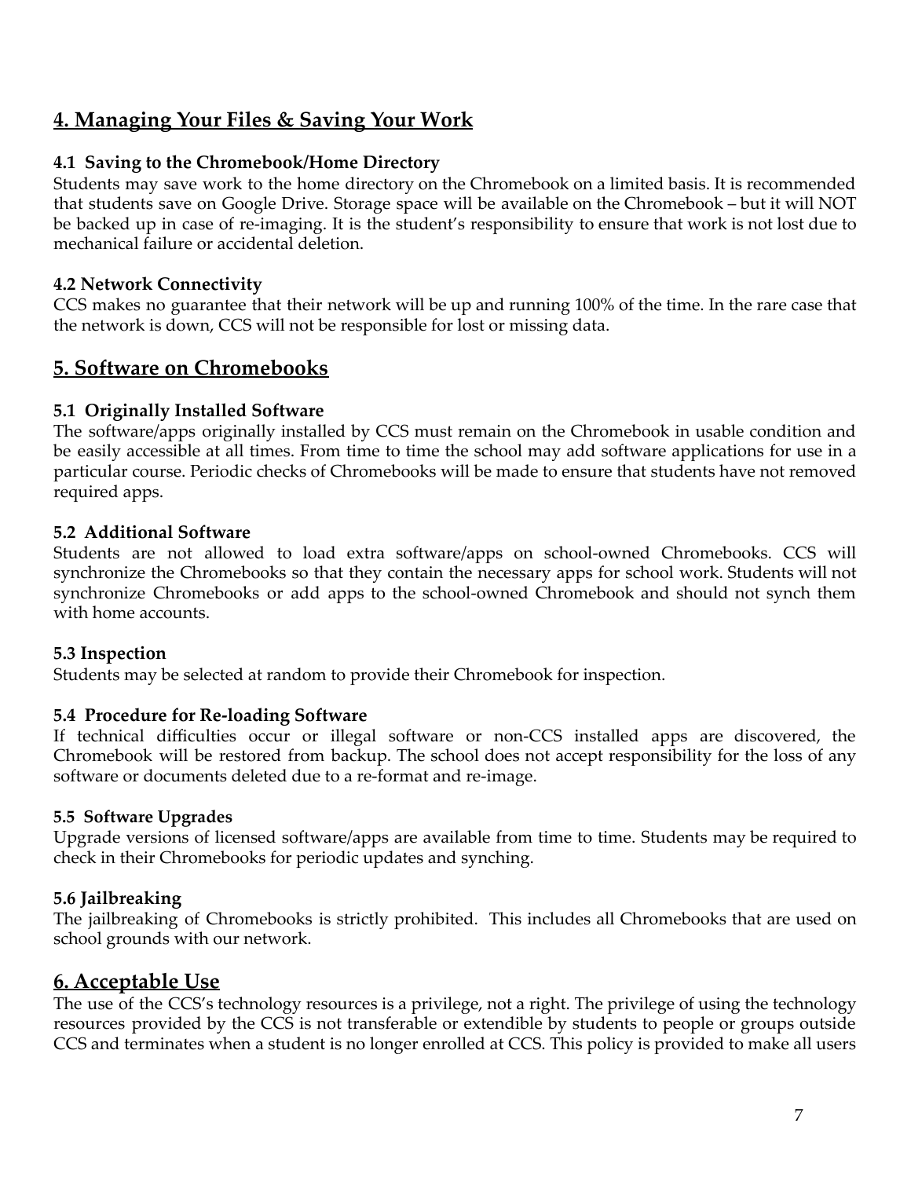## 4. Managing Your Files & Saving Your Work

### 4.1 Saving to the Chromebook/Home Directory

Students may save work to the home directory on the Chromebook on a limited basis. It is recommended that students save on Google Drive. Storage space will be available on the Chromebook – but it will NOT be backed up in case of re-imaging. It is the student's responsibility to ensure that work is not lost due to mechanical failure or accidental deletion.

### 4.2 Network Connectivity

CCS makes no guarantee that their network will be up and running 100% of the time. In the rare case that the network is down, CCS will not be responsible for lost or missing data.

## 5. Software on Chromebooks

### 5.1 Originally Installed Software

The software/apps originally installed by CCS must remain on the Chromebook in usable condition and be easily accessible at all times. From time to time the school may add software applications for use in a particular course. Periodic checks of Chromebooks will be made to ensure that students have not removed required apps.

### 5.2 Additional Software

Students are not allowed to load extra software/apps on school-owned Chromebooks. CCS will synchronize the Chromebooks so that they contain the necessary apps for school work. Students will not synchronize Chromebooks or add apps to the school-owned Chromebook and should not synch them with home accounts.

### 5.3 Inspection

Students may be selected at random to provide their Chromebook for inspection.

### 5.4 Procedure for Re-loading Software

If technical difficulties occur or illegal software or non-CCS installed apps are discovered, the Chromebook will be restored from backup. The school does not accept responsibility for the loss of any software or documents deleted due to a re-format and re-image.

### 5.5 Software Upgrades

Upgrade versions of licensed software/apps are available from time to time. Students may be required to check in their Chromebooks for periodic updates and synching.

### 5.6 Jailbreaking

The jailbreaking of Chromebooks is strictly prohibited. This includes all Chromebooks that are used on school grounds with our network.

## 6. Acceptable Use

The use of the CCS's technology resources is a privilege, not a right. The privilege of using the technology resources provided by the CCS is not transferable or extendible by students to people or groups outside CCS and terminates when a student is no longer enrolled at CCS. This policy is provided to make all users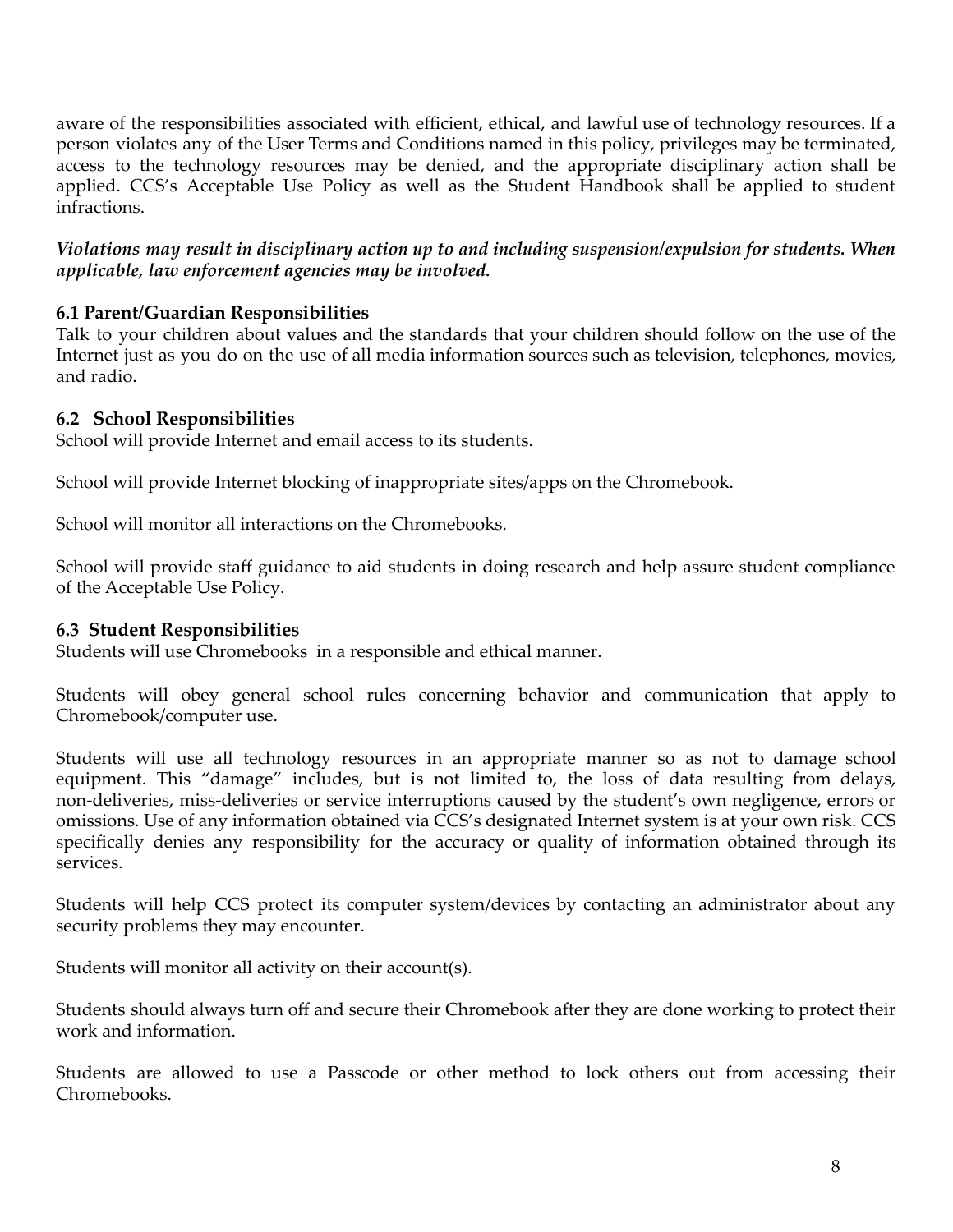aware of the responsibilities associated with efficient, ethical, and lawful use of technology resources. If a person violates any of the User Terms and Conditions named in this policy, privileges may be terminated, access to the technology resources may be denied, and the appropriate disciplinary action shall be applied. CCS's Acceptable Use Policy as well as the Student Handbook shall be applied to student infractions.

***Violations may result in disciplinary action up to and including suspension/expulsion for students. When applicable, law enforcement agencies may be involved.***

### 6.1 Parent/Guardian Responsibilities

Talk to your children about values and the standards that your children should follow on the use of the Internet just as you do on the use of all media information sources such as television, telephones, movies, and radio.

### 6.2 School Responsibilities

School will provide Internet and email access to its students.

School will provide Internet blocking of inappropriate sites/apps on the Chromebook.

School will monitor all interactions on the Chromebooks.

School will provide staff guidance to aid students in doing research and help assure student compliance of the Acceptable Use Policy.

### 6.3 Student Responsibilities

Students will use Chromebooks in a responsible and ethical manner.

Students will obey general school rules concerning behavior and communication that apply to Chromebook/computer use.

Students will use all technology resources in an appropriate manner so as not to damage school equipment. This "damage" includes, but is not limited to, the loss of data resulting from delays, non-deliveries, miss-deliveries or service interruptions caused by the student's own negligence, errors or omissions. Use of any information obtained via CCS's designated Internet system is at your own risk. CCS specifically denies any responsibility for the accuracy or quality of information obtained through its services.

Students will help CCS protect its computer system/devices by contacting an administrator about any security problems they may encounter.

Students will monitor all activity on their account(s).

Students should always turn off and secure their Chromebook after they are done working to protect their work and information.

Students are allowed to use a Passcode or other method to lock others out from accessing their Chromebooks.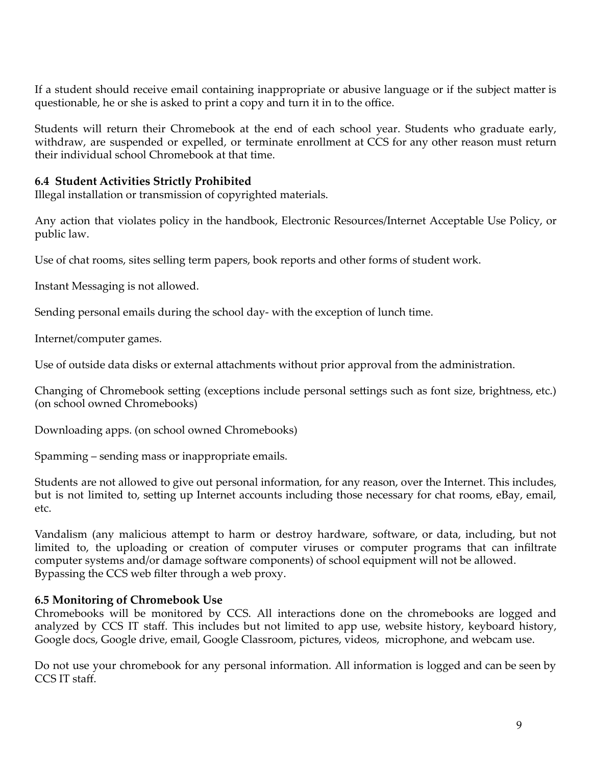If a student should receive email containing inappropriate or abusive language or if the subject matter is questionable, he or she is asked to print a copy and turn it in to the office.

Students will return their Chromebook at the end of each school year. Students who graduate early, withdraw, are suspended or expelled, or terminate enrollment at CCS for any other reason must return their individual school Chromebook at that time.

### 6.4 Student Activities Strictly Prohibited

Illegal installation or transmission of copyrighted materials.

Any action that violates policy in the handbook, Electronic Resources/Internet Acceptable Use Policy, or public law.

Use of chat rooms, sites selling term papers, book reports and other forms of student work.

Instant Messaging is not allowed.

Sending personal emails during the school day- with the exception of lunch time.

Internet/computer games.

Use of outside data disks or external attachments without prior approval from the administration.

Changing of Chromebook setting (exceptions include personal settings such as font size, brightness, etc.) (on school owned Chromebooks)

Downloading apps. (on school owned Chromebooks)

Spamming – sending mass or inappropriate emails.

Students are not allowed to give out personal information, for any reason, over the Internet. This includes, but is not limited to, setting up Internet accounts including those necessary for chat rooms, eBay, email, etc.

Vandalism (any malicious attempt to harm or destroy hardware, software, or data, including, but not limited to, the uploading or creation of computer viruses or computer programs that can infiltrate computer systems and/or damage software components) of school equipment will not be allowed.
Bypassing the CCS web filter through a web proxy.

### 6.5 Monitoring of Chromebook Use

Chromebooks will be monitored by CCS. All interactions done on the chromebooks are logged and analyzed by CCS IT staff. This includes but not limited to app use, website history, keyboard history, Google docs, Google drive, email, Google Classroom, pictures, videos, microphone, and webcam use.

Do not use your chromebook for any personal information. All information is logged and can be seen by CCS IT staff.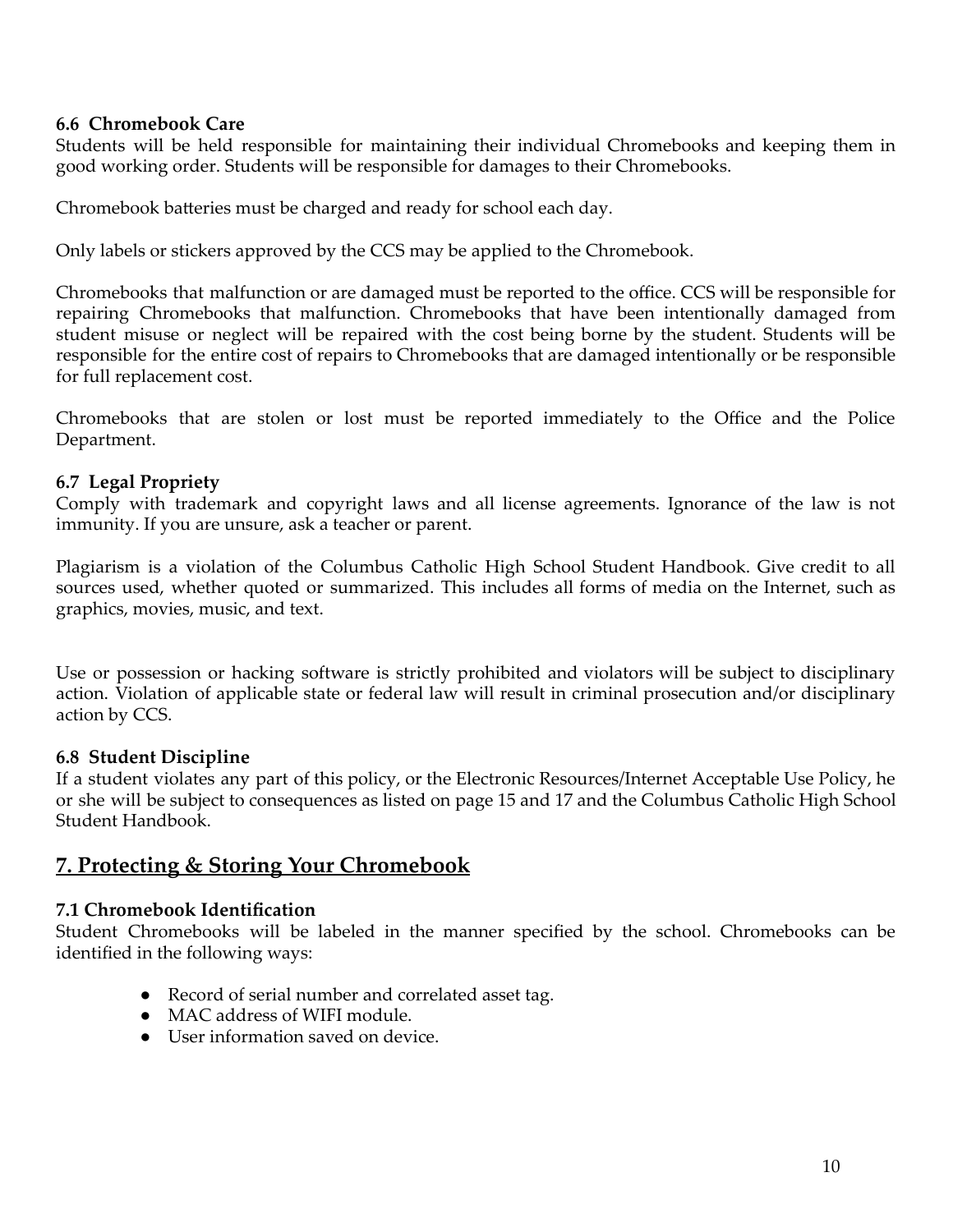### 6.6 Chromebook Care

Students will be held responsible for maintaining their individual Chromebooks and keeping them in good working order. Students will be responsible for damages to their Chromebooks.

Chromebook batteries must be charged and ready for school each day.

Only labels or stickers approved by the CCS may be applied to the Chromebook.

Chromebooks that malfunction or are damaged must be reported to the office. CCS will be responsible for repairing Chromebooks that malfunction. Chromebooks that have been intentionally damaged from student misuse or neglect will be repaired with the cost being borne by the student. Students will be responsible for the entire cost of repairs to Chromebooks that are damaged intentionally or be responsible for full replacement cost.

Chromebooks that are stolen or lost must be reported immediately to the Office and the Police Department.

### 6.7 Legal Propriety

Comply with trademark and copyright laws and all license agreements. Ignorance of the law is not immunity. If you are unsure, ask a teacher or parent.

Plagiarism is a violation of the Columbus Catholic High School Student Handbook. Give credit to all sources used, whether quoted or summarized. This includes all forms of media on the Internet, such as graphics, movies, music, and text.

Use or possession or hacking software is strictly prohibited and violators will be subject to disciplinary action. Violation of applicable state or federal law will result in criminal prosecution and/or disciplinary action by CCS.

### 6.8 Student Discipline

If a student violates any part of this policy, or the Electronic Resources/Internet Acceptable Use Policy, he or she will be subject to consequences as listed on page 15 and 17 and the Columbus Catholic High School Student Handbook.

## 7. Protecting & Storing Your Chromebook

### 7.1 Chromebook Identification

Student Chromebooks will be labeled in the manner specified by the school. Chromebooks can be identified in the following ways:

- Record of serial number and correlated asset tag.
- MAC address of WIFI module.
- User information saved on device.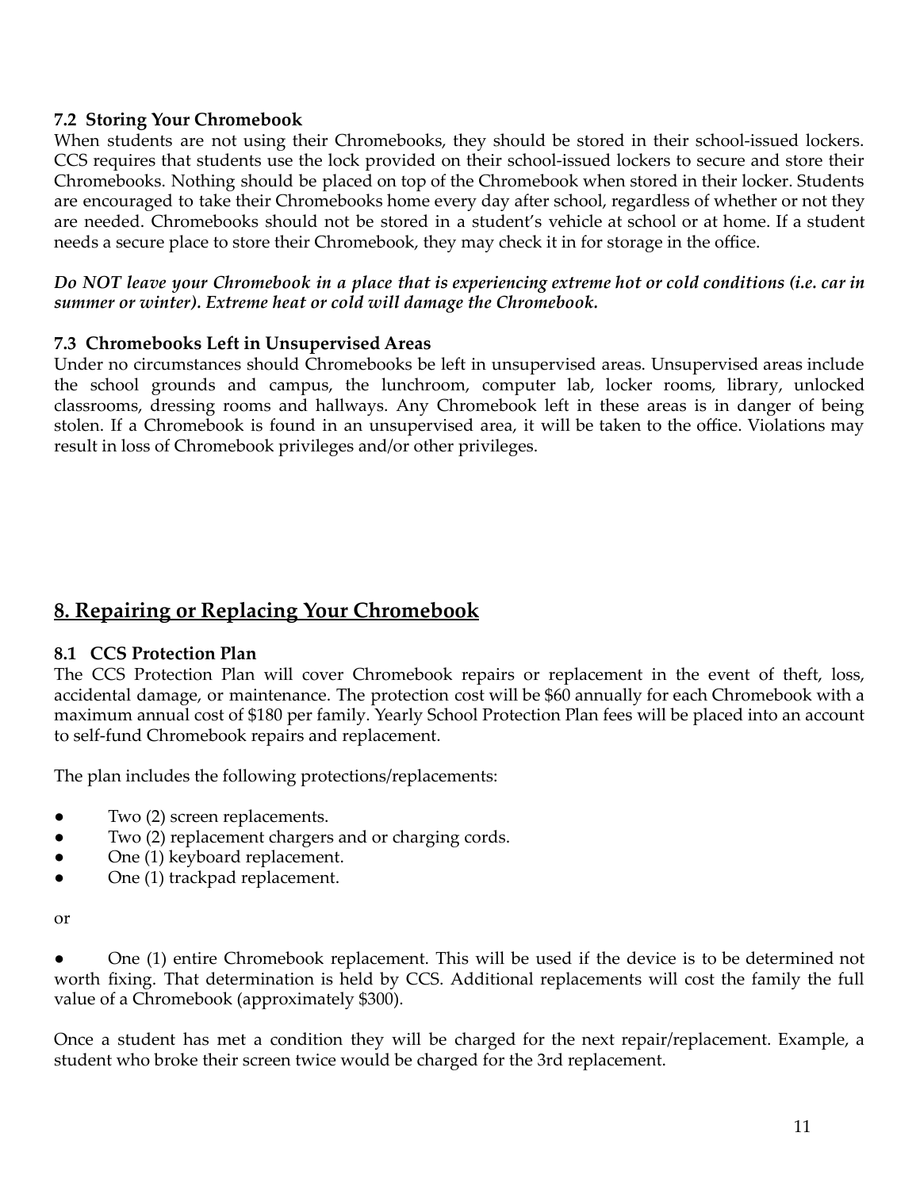### 7.2 Storing Your Chromebook

When students are not using their Chromebooks, they should be stored in their school-issued lockers. CCS requires that students use the lock provided on their school-issued lockers to secure and store their Chromebooks. Nothing should be placed on top of the Chromebook when stored in their locker. Students are encouraged to take their Chromebooks home every day after school, regardless of whether or not they are needed. Chromebooks should not be stored in a student's vehicle at school or at home. If a student needs a secure place to store their Chromebook, they may check it in for storage in the office.

***Do NOT leave your Chromebook in a place that is experiencing extreme hot or cold conditions (i.e. car in summer or winter). Extreme heat or cold will damage the Chromebook.***

### 7.3 Chromebooks Left in Unsupervised Areas

Under no circumstances should Chromebooks be left in unsupervised areas. Unsupervised areas include the school grounds and campus, the lunchroom, computer lab, locker rooms, library, unlocked classrooms, dressing rooms and hallways. Any Chromebook left in these areas is in danger of being stolen. If a Chromebook is found in an unsupervised area, it will be taken to the office. Violations may result in loss of Chromebook privileges and/or other privileges.

## 8. Repairing or Replacing Your Chromebook

### 8.1 CCS Protection Plan

The CCS Protection Plan will cover Chromebook repairs or replacement in the event of theft, loss, accidental damage, or maintenance. The protection cost will be $60 annually for each Chromebook with a maximum annual cost of $180 per family. Yearly School Protection Plan fees will be placed into an account to self-fund Chromebook repairs and replacement.

The plan includes the following protections/replacements:

- Two (2) screen replacements.
- Two (2) replacement chargers and or charging cords.
- One (1) keyboard replacement.
- One (1) trackpad replacement.

or

- One (1) entire Chromebook replacement. This will be used if the device is to be determined not worth fixing. That determination is held by CCS. Additional replacements will cost the family the full value of a Chromebook (approximately $300).

Once a student has met a condition they will be charged for the next repair/replacement. Example, a student who broke their screen twice would be charged for the 3rd replacement.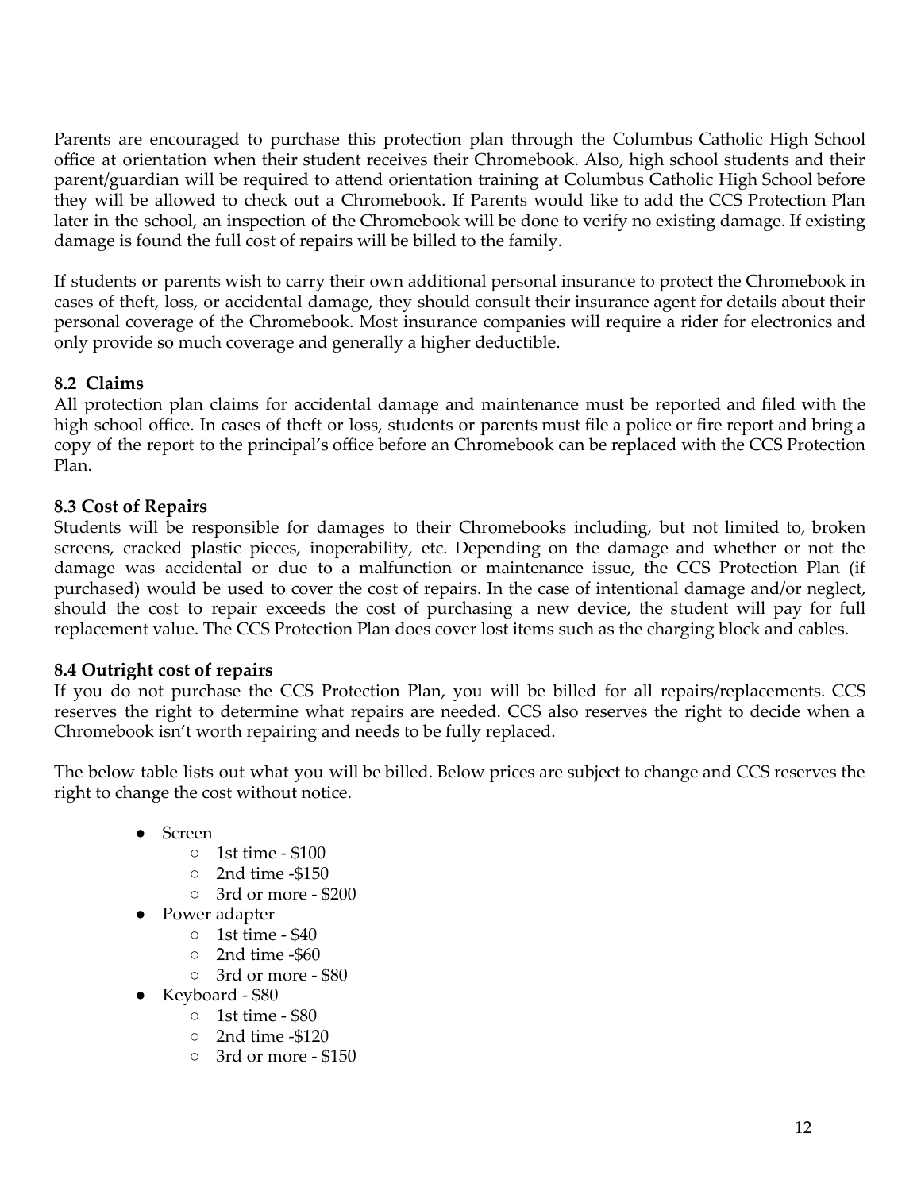Parents are encouraged to purchase this protection plan through the Columbus Catholic High School office at orientation when their student receives their Chromebook. Also, high school students and their parent/guardian will be required to attend orientation training at Columbus Catholic High School before they will be allowed to check out a Chromebook. If Parents would like to add the CCS Protection Plan later in the school, an inspection of the Chromebook will be done to verify no existing damage. If existing damage is found the full cost of repairs will be billed to the family.

If students or parents wish to carry their own additional personal insurance to protect the Chromebook in cases of theft, loss, or accidental damage, they should consult their insurance agent for details about their personal coverage of the Chromebook. Most insurance companies will require a rider for electronics and only provide so much coverage and generally a higher deductible.

### 8.2 Claims

All protection plan claims for accidental damage and maintenance must be reported and filed with the high school office. In cases of theft or loss, students or parents must file a police or fire report and bring a copy of the report to the principal's office before an Chromebook can be replaced with the CCS Protection Plan.

### 8.3 Cost of Repairs

Students will be responsible for damages to their Chromebooks including, but not limited to, broken screens, cracked plastic pieces, inoperability, etc. Depending on the damage and whether or not the damage was accidental or due to a malfunction or maintenance issue, the CCS Protection Plan (if purchased) would be used to cover the cost of repairs. In the case of intentional damage and/or neglect, should the cost to repair exceeds the cost of purchasing a new device, the student will pay for full replacement value. The CCS Protection Plan does cover lost items such as the charging block and cables.

### 8.4 Outright cost of repairs

If you do not purchase the CCS Protection Plan, you will be billed for all repairs/replacements. CCS reserves the right to determine what repairs are needed. CCS also reserves the right to decide when a Chromebook isn't worth repairing and needs to be fully replaced.

The below table lists out what you will be billed. Below prices are subject to change and CCS reserves the right to change the cost without notice.

- Screen
  - 1st time - $100
  - 2nd time -$150
  - 3rd or more - $200
- Power adapter
  - 1st time - $40
  - 2nd time -$60
  - 3rd or more - $80
- Keyboard - $80
  - 1st time - $80
  - 2nd time -$120
  - 3rd or more - $150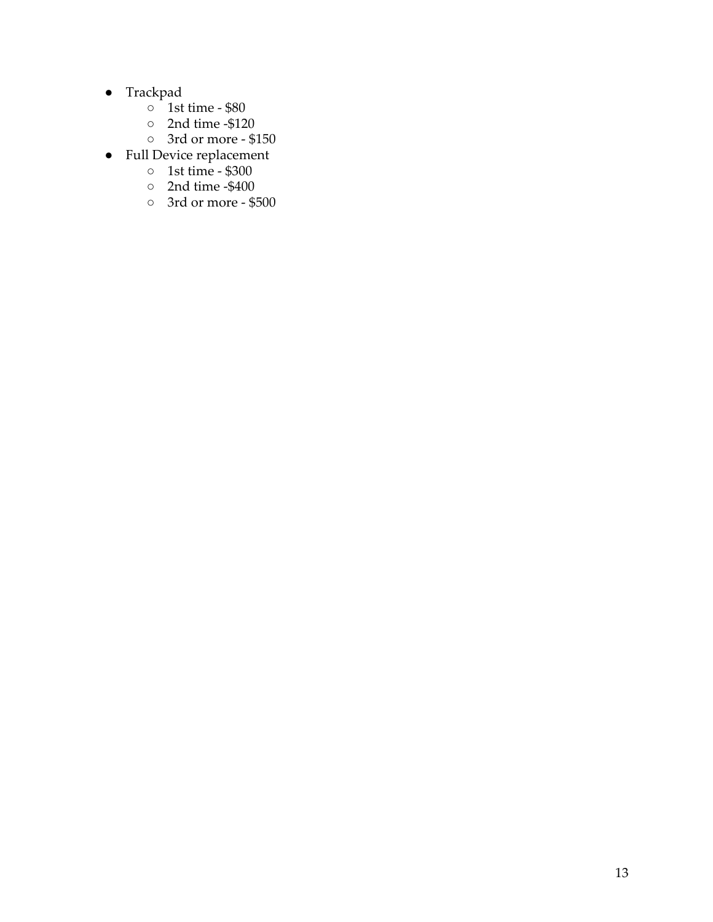- Trackpad
  - 1st time - $80
  - 2nd time -$120
  - 3rd or more - $150
- Full Device replacement
  - 1st time - $300
  - 2nd time -$400
  - 3rd or more - $500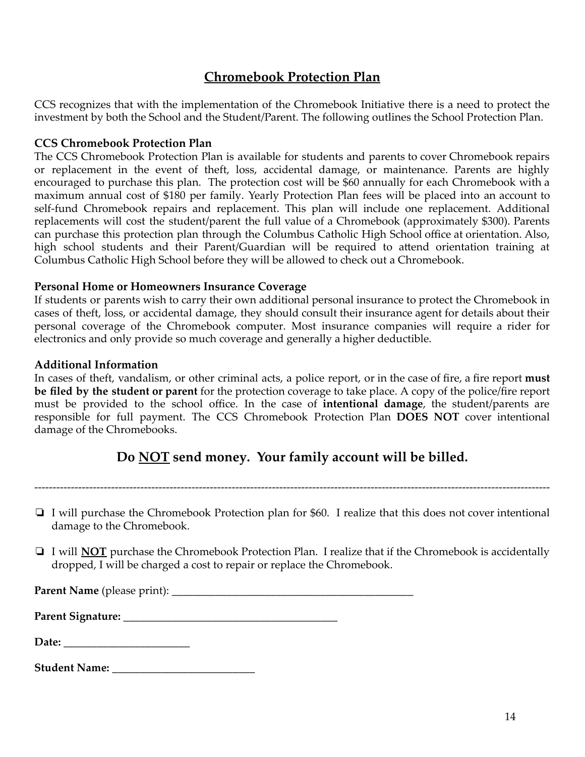## <u>Chromebook Protection Plan</u>

CCS recognizes that with the implementation of the Chromebook Initiative there is a need to protect the investment by both the School and the Student/Parent. The following outlines the School Protection Plan.

**CCS Chromebook Protection Plan**

The CCS Chromebook Protection Plan is available for students and parents to cover Chromebook repairs or replacement in the event of theft, loss, accidental damage, or maintenance. Parents are highly encouraged to purchase this plan. The protection cost will be $60 annually for each Chromebook with a maximum annual cost of $180 per family. Yearly Protection Plan fees will be placed into an account to self-fund Chromebook repairs and replacement. This plan will include one replacement. Additional replacements will cost the student/parent the full value of a Chromebook (approximately $300). Parents can purchase this protection plan through the Columbus Catholic High School office at orientation. Also, high school students and their Parent/Guardian will be required to attend orientation training at Columbus Catholic High School before they will be allowed to check out a Chromebook.

**Personal Home or Homeowners Insurance Coverage**

If students or parents wish to carry their own additional personal insurance to protect the Chromebook in cases of theft, loss, or accidental damage, they should consult their insurance agent for details about their personal coverage of the Chromebook computer. Most insurance companies will require a rider for electronics and only provide so much coverage and generally a higher deductible.

**Additional Information**

In cases of theft, vandalism, or other criminal acts, a police report, or in the case of fire, a fire report **must be filed by the student or parent** for the protection coverage to take place. A copy of the police/fire report must be provided to the school office. In the case of **intentional damage**, the student/parents are responsible for full payment. The CCS Chromebook Protection Plan **DOES NOT** cover intentional damage of the Chromebooks.

## Do <u>NOT</u> send money. Your family account will be billed.

---

- ❏ I will purchase the Chromebook Protection plan for $60. I realize that this does not cover intentional damage to the Chromebook.
- ❏ I will **<u>NOT</u>** purchase the Chromebook Protection Plan. I realize that if the Chromebook is accidentally dropped, I will be charged a cost to repair or replace the Chromebook.

**Parent Name** (please print): ____________________________________________

**Parent Signature:** ______________________________________

**Date:** ______________________

**Student Name:** _________________________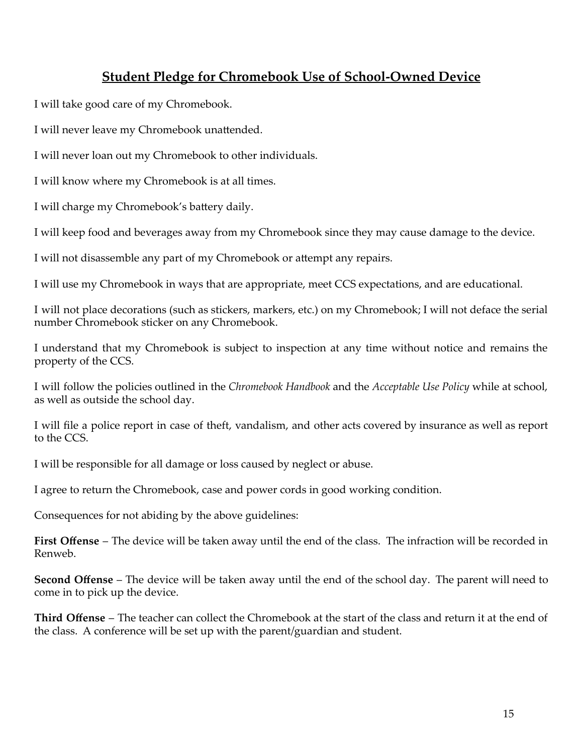## Student Pledge for Chromebook Use of School-Owned Device

I will take good care of my Chromebook.

I will never leave my Chromebook unattended.

I will never loan out my Chromebook to other individuals.

I will know where my Chromebook is at all times.

I will charge my Chromebook's battery daily.

I will keep food and beverages away from my Chromebook since they may cause damage to the device.

I will not disassemble any part of my Chromebook or attempt any repairs.

I will use my Chromebook in ways that are appropriate, meet CCS expectations, and are educational.

I will not place decorations (such as stickers, markers, etc.) on my Chromebook; I will not deface the serial number Chromebook sticker on any Chromebook.

I understand that my Chromebook is subject to inspection at any time without notice and remains the property of the CCS.

I will follow the policies outlined in the *Chromebook Handbook* and the *Acceptable Use Policy* while at school, as well as outside the school day.

I will file a police report in case of theft, vandalism, and other acts covered by insurance as well as report to the CCS.

I will be responsible for all damage or loss caused by neglect or abuse.

I agree to return the Chromebook, case and power cords in good working condition.

Consequences for not abiding by the above guidelines:

**First Offense** – The device will be taken away until the end of the class. The infraction will be recorded in Renweb.

**Second Offense** – The device will be taken away until the end of the school day. The parent will need to come in to pick up the device.

**Third Offense** – The teacher can collect the Chromebook at the start of the class and return it at the end of the class. A conference will be set up with the parent/guardian and student.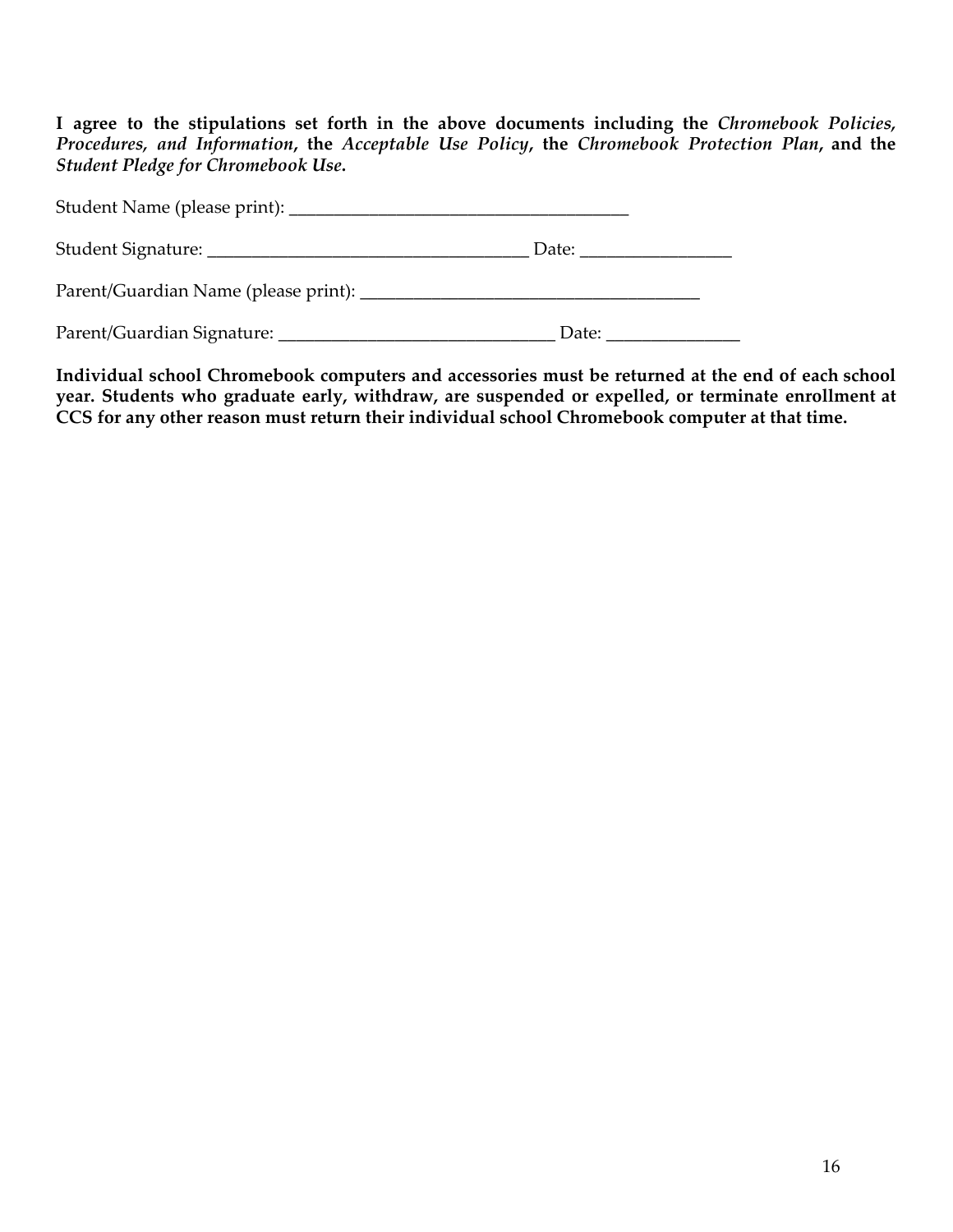**I agree to the stipulations set forth in the above documents including the *Chromebook Policies, Procedures, and Information*, the *Acceptable Use Policy*, the *Chromebook Protection Plan*, and the *Student Pledge for Chromebook Use*.**

Student Name (please print): ________________________________________

Student Signature: ____________________________________ Date: _________________

Parent/Guardian Name (please print): ______________________________________

Parent/Guardian Signature: _______________________________ Date: _______________

**Individual school Chromebook computers and accessories must be returned at the end of each school year. Students who graduate early, withdraw, are suspended or expelled, or terminate enrollment at CCS for any other reason must return their individual school Chromebook computer at that time.**